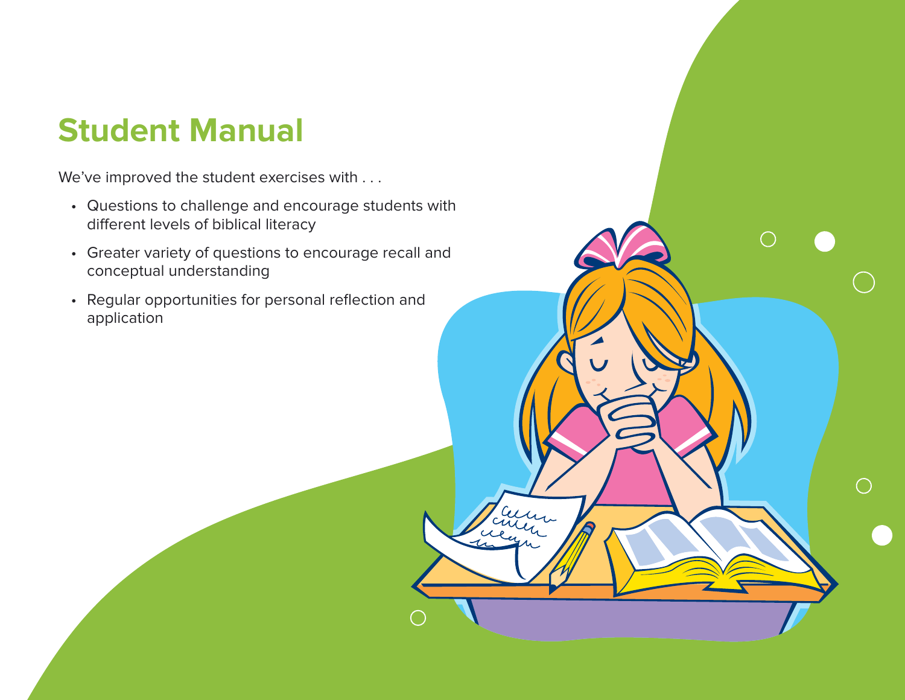# Student Manual

We've improved the student exercises with . . .

- Questions to challenge and encourage students with different levels of biblical literacy
- Greater variety of questions to encourage recall and conceptual understanding
- Regular opportunities for personal reflection and application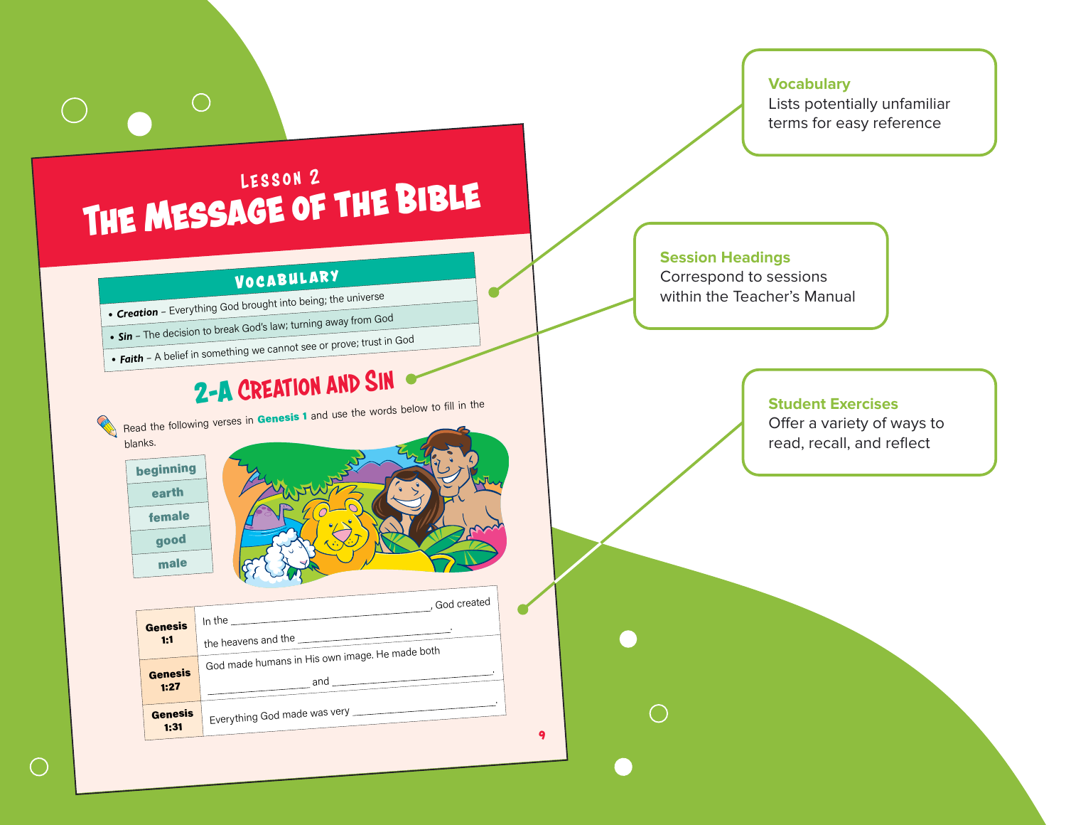# Lesson 2
# The Message of the Bible

## Vocabulary

- ***Creation*** – Everything God brought into being; the universe
- ***Sin*** – The decision to break God's law; turning away from God
- ***Faith*** – A belief in something we cannot see or prove; trust in God

## 2-A Creation and Sin

Read the following verses in **Genesis 1** and use the words below to fill in the blanks.

| |
|---|
| beginning |
| earth |
| female |
| good |
| male |

| | |
|---|---|
| **Genesis 1:1** | In the ______________, God created the heavens and the ______________. |
| **Genesis 1:27** | God made humans in His own image. He made both ______________ and ______________. |
| **Genesis 1:31** | Everything God made was very ______________. |

**Vocabulary**
Lists potentially unfamiliar terms for easy reference

**Session Headings**
Correspond to sessions within the Teacher's Manual

**Student Exercises**
Offer a variety of ways to read, recall, and reflect